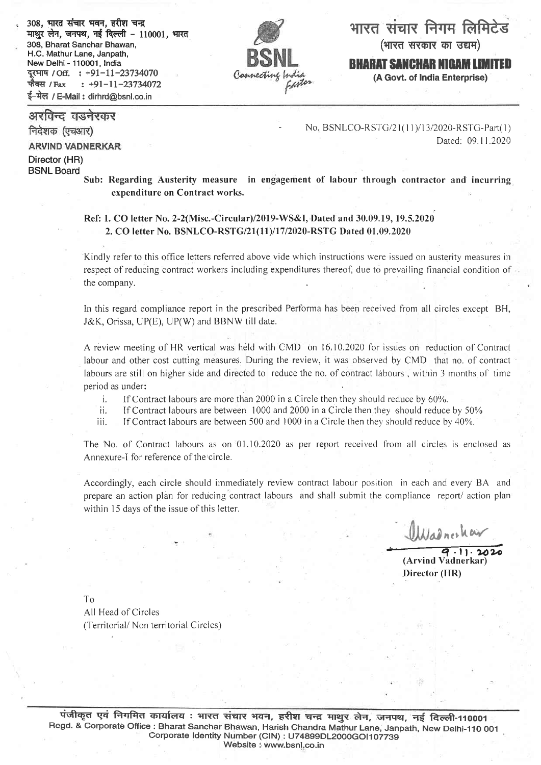308, भारत संचार भवन, हरीश चन्द्र माथुर लेन, जनपथ, नई दिल्ली – 110001, भारत
308, Bharat Sanchar Bhawan,
H.C. Mathur Lane, Janpath,
New Delhi - 110001, India
दूरभाष / Off. : +91-11-23734070
फैक्स / Fax : +91-11-23734072
ई-मेल / E-Mail : dirhrd@bsnl.co.in

BSNL
Connecting India Faster

# भारत संचार निगम लिमिटेड
(भारत सरकार का उद्यम)

# BHARAT SANCHAR NIGAM LIMITED
(A Govt. of India Enterprise)

अरविन्द वडनेरकर
निदेशक (एचआर)
**ARVIND VADNERKAR**
Director (HR)
BSNL Board

No. BSNLCO-RSTG/21(11)/13/2020-RSTG-Part(1)
Dated: 09.11.2020

**Sub: Regarding Austerity measure in engagement of labour through contractor and incurring expenditure on Contract works.**

**Ref: 1. CO letter No. 2-2(Misc.-Circular)/2019-WS&I, Dated and 30.09.19, 19.5.2020**
**2. CO letter No. BSNLCO-RSTG/21(11)/17/2020-RSTG Dated 01.09.2020**

Kindly refer to this office letters referred above vide which instructions were issued on austerity measures in respect of reducing contract workers including expenditures thereof, due to prevailing financial condition of the company.

In this regard compliance report in the prescribed Performa has been received from all circles except BH, J&K, Orissa, UP(E), UP(W) and BBNW till date.

A review meeting of HR vertical was held with CMD on 16.10.2020 for issues on reduction of Contract labour and other cost cutting measures. During the review, it was observed by CMD that no. of contract labours are still on higher side and directed to reduce the no. of contract labours , within 3 months of time period as under:

i. If Contract labours are more than 2000 in a Circle then they should reduce by 60%.
ii. If Contract labours are between 1000 and 2000 in a Circle then they should reduce by 50%
iii. If Contract labours are between 500 and 1000 in a Circle then they should reduce by 40%.

The No. of Contract labours as on 01.10.2020 as per report received from all circles is enclosed as Annexure-I for reference of the circle.

Accordingly, each circle should immediately review contract labour position in each and every BA and prepare an action plan for reducing contract labours and shall submit the compliance report/ action plan within 15 days of the issue of this letter.

Vadnerkar
9.11.2020
(Arvind Vadnerkar)
Director (HR)

To
All Head of Circles
(Territorial/ Non territorial Circles)

पंजीकृत एवं निगमित कार्यालय : भारत संचार भवन, हरीश चन्द्र माथुर लेन, जनपथ, नई दिल्ली-110001
Regd. & Corporate Office : Bharat Sanchar Bhawan, Harish Chandra Mathur Lane, Janpath, New Delhi-110 001
Corporate Identity Number (CIN) : U74899DL2000GOI107739
Website : www.bsnl.co.in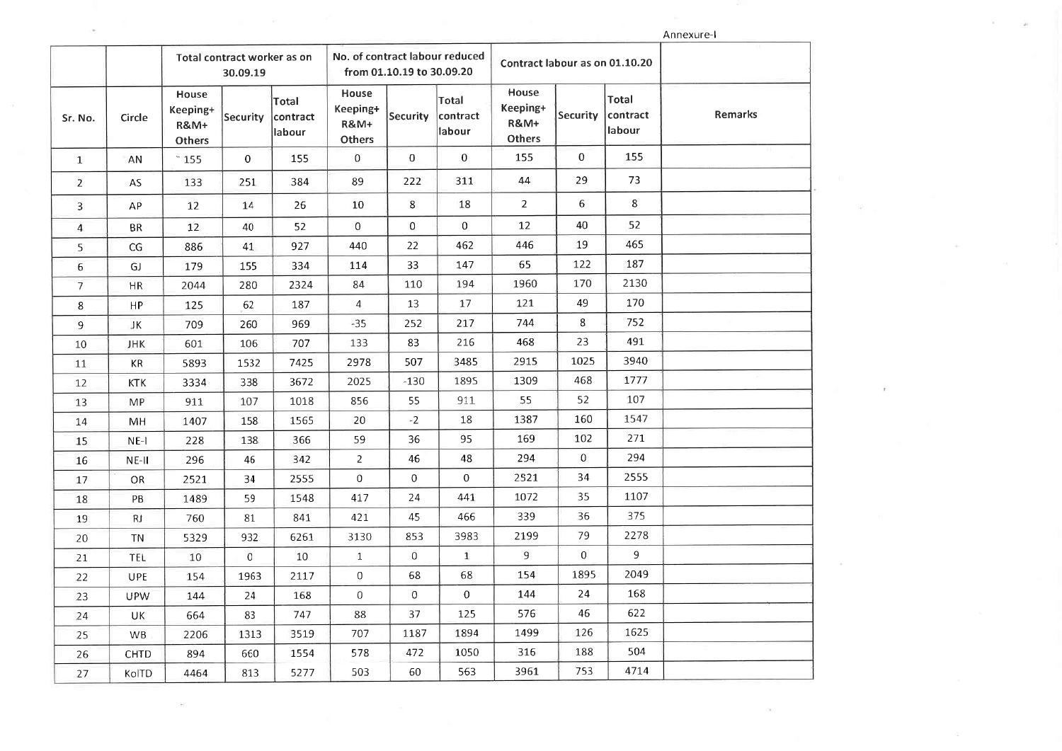Annexure-I

| Sr. No. | Circle | Total contract worker as on 30.09.19 | | | No. of contract labour reduced from 01.10.19 to 30.09.20 | | | Contract labour as on 01.10.20 | | | Remarks |
|---|---|---|---|---|---|---|---|---|---|---|---|
| | | House Keeping+ R&M+ Others | Security | Total contract labour | House Keeping+ R&M+ Others | Security | Total contract labour | House Keeping+ R&M+ Others | Security | Total contract labour | |
| 1 | AN | 155 | 0 | 155 | 0 | 0 | 0 | 155 | 0 | 155 | |
| 2 | AS | 133 | 251 | 384 | 89 | 222 | 311 | 44 | 29 | 73 | |
| 3 | AP | 12 | 14 | 26 | 10 | 8 | 18 | 2 | 6 | 8 | |
| 4 | BR | 12 | 40 | 52 | 0 | 0 | 0 | 12 | 40 | 52 | |
| 5 | CG | 886 | 41 | 927 | 440 | 22 | 462 | 446 | 19 | 465 | |
| 6 | GJ | 179 | 155 | 334 | 114 | 33 | 147 | 65 | 122 | 187 | |
| 7 | HR | 2044 | 280 | 2324 | 84 | 110 | 194 | 1960 | 170 | 2130 | |
| 8 | HP | 125 | 62 | 187 | 4 | 13 | 17 | 121 | 49 | 170 | |
| 9 | JK | 709 | 260 | 969 | -35 | 252 | 217 | 744 | 8 | 752 | |
| 10 | JHK | 601 | 106 | 707 | 133 | 83 | 216 | 468 | 23 | 491 | |
| 11 | KR | 5893 | 1532 | 7425 | 2978 | 507 | 3485 | 2915 | 1025 | 3940 | |
| 12 | KTK | 3334 | 338 | 3672 | 2025 | -130 | 1895 | 1309 | 468 | 1777 | |
| 13 | MP | 911 | 107 | 1018 | 856 | 55 | 911 | 55 | 52 | 107 | |
| 14 | MH | 1407 | 158 | 1565 | 20 | -2 | 18 | 1387 | 160 | 1547 | |
| 15 | NE-I | 228 | 138 | 366 | 59 | 36 | 95 | 169 | 102 | 271 | |
| 16 | NE-II | 296 | 46 | 342 | 2 | 46 | 48 | 294 | 0 | 294 | |
| 17 | OR | 2521 | 34 | 2555 | 0 | 0 | 0 | 2521 | 34 | 2555 | |
| 18 | PB | 1489 | 59 | 1548 | 417 | 24 | 441 | 1072 | 35 | 1107 | |
| 19 | RJ | 760 | 81 | 841 | 421 | 45 | 466 | 339 | 36 | 375 | |
| 20 | TN | 5329 | 932 | 6261 | 3130 | 853 | 3983 | 2199 | 79 | 2278 | |
| 21 | TEL | 10 | 0 | 10 | 1 | 0 | 1 | 9 | 0 | 9 | |
| 22 | UPE | 154 | 1963 | 2117 | 0 | 68 | 68 | 154 | 1895 | 2049 | |
| 23 | UPW | 144 | 24 | 168 | 0 | 0 | 0 | 144 | 24 | 168 | |
| 24 | UK | 664 | 83 | 747 | 88 | 37 | 125 | 576 | 46 | 622 | |
| 25 | WB | 2206 | 1313 | 3519 | 707 | 1187 | 1894 | 1499 | 126 | 1625 | |
| 26 | CHTD | 894 | 660 | 1554 | 578 | 472 | 1050 | 316 | 188 | 504 | |
| 27 | KolTD | 4464 | 813 | 5277 | 503 | 60 | 563 | 3961 | 753 | 4714 | |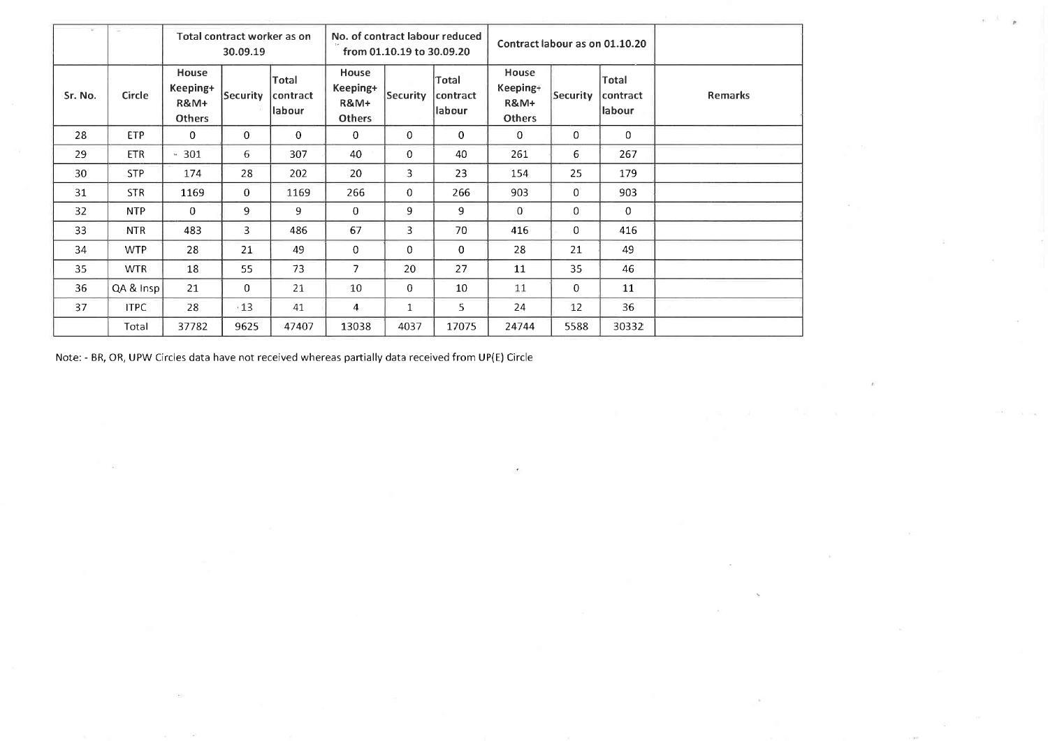| | | Total contract worker as on 30.09.19 | | | No. of contract labour reduced from 01.10.19 to 30.09.20 | | | Contract labour as on 01.10.20 | | | |
|---|---|---|---|---|---|---|---|---|---|---|---|
| Sr. No. | Circle | House Keeping+ R&M+ Others | Security | Total contract labour | House Keeping+ R&M+ Others | Security | Total contract labour | House Keeping+ R&M+ Others | Security | Total contract labour | Remarks |
| 28 | ETP | 0 | 0 | 0 | 0 | 0 | 0 | 0 | 0 | 0 | |
| 29 | ETR | 301 | 6 | 307 | 40 | 0 | 40 | 261 | 6 | 267 | |
| 30 | STP | 174 | 28 | 202 | 20 | 3 | 23 | 154 | 25 | 179 | |
| 31 | STR | 1169 | 0 | 1169 | 266 | 0 | 266 | 903 | 0 | 903 | |
| 32 | NTP | 0 | 9 | 9 | 0 | 9 | 9 | 0 | 0 | 0 | |
| 33 | NTR | 483 | 3 | 486 | 67 | 3 | 70 | 416 | 0 | 416 | |
| 34 | WTP | 28 | 21 | 49 | 0 | 0 | 0 | 28 | 21 | 49 | |
| 35 | WTR | 18 | 55 | 73 | 7 | 20 | 27 | 11 | 35 | 46 | |
| 36 | QA & Insp | 21 | 0 | 21 | 10 | 0 | 10 | 11 | 0 | 11 | |
| 37 | ITPC | 28 | 13 | 41 | 4 | 1 | 5 | 24 | 12 | 36 | |
| | Total | 37782 | 9625 | 47407 | 13038 | 4037 | 17075 | 24744 | 5588 | 30332 | |

Note: - BR, OR, UPW Circles data have not received whereas partially data received from UP(E) Circle